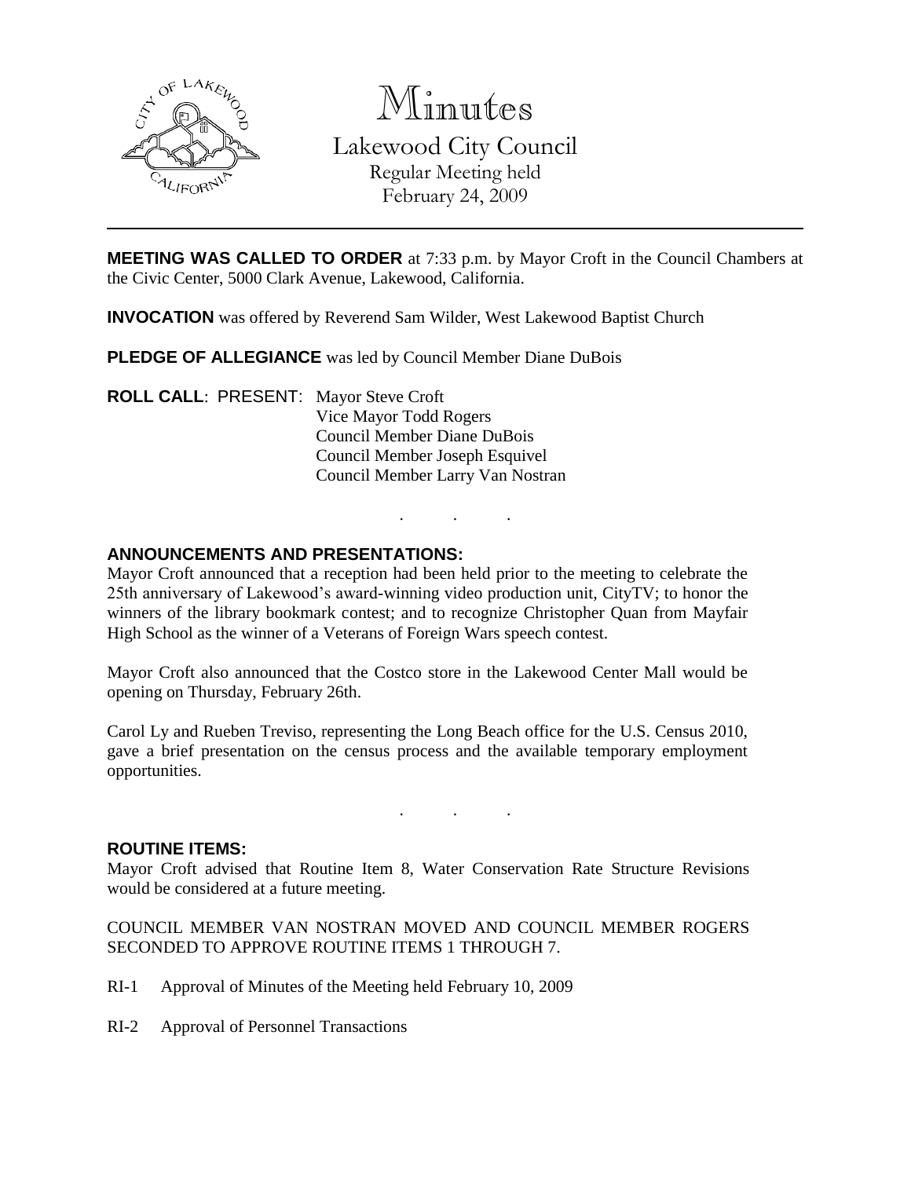# Minutes

Lakewood City Council
Regular Meeting held
February 24, 2009

---

**MEETING WAS CALLED TO ORDER** at 7:33 p.m. by Mayor Croft in the Council Chambers at the Civic Center, 5000 Clark Avenue, Lakewood, California.

**INVOCATION** was offered by Reverend Sam Wilder, West Lakewood Baptist Church

**PLEDGE OF ALLEGIANCE** was led by Council Member Diane DuBois

**ROLL CALL**: PRESENT: Mayor Steve Croft
Vice Mayor Todd Rogers
Council Member Diane DuBois
Council Member Joseph Esquivel
Council Member Larry Van Nostran

. . .

**ANNOUNCEMENTS AND PRESENTATIONS:**

Mayor Croft announced that a reception had been held prior to the meeting to celebrate the 25th anniversary of Lakewood's award-winning video production unit, CityTV; to honor the winners of the library bookmark contest; and to recognize Christopher Quan from Mayfair High School as the winner of a Veterans of Foreign Wars speech contest.

Mayor Croft also announced that the Costco store in the Lakewood Center Mall would be opening on Thursday, February 26th.

Carol Ly and Rueben Treviso, representing the Long Beach office for the U.S. Census 2010, gave a brief presentation on the census process and the available temporary employment opportunities.

. . .

**ROUTINE ITEMS:**

Mayor Croft advised that Routine Item 8, Water Conservation Rate Structure Revisions would be considered at a future meeting.

COUNCIL MEMBER VAN NOSTRAN MOVED AND COUNCIL MEMBER ROGERS SECONDED TO APPROVE ROUTINE ITEMS 1 THROUGH 7.

RI-1 Approval of Minutes of the Meeting held February 10, 2009

RI-2 Approval of Personnel Transactions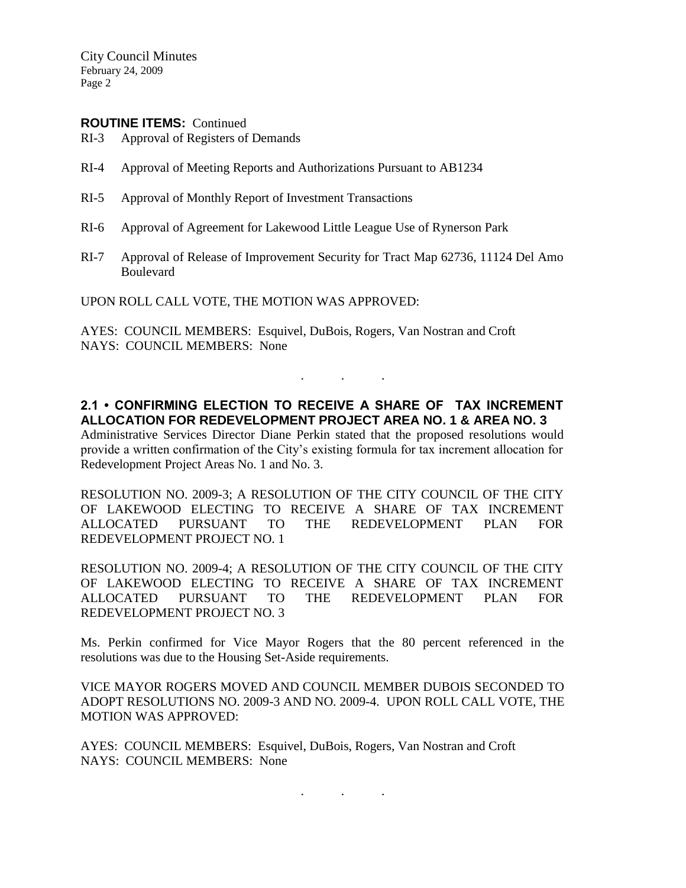**ROUTINE ITEMS:** Continued

RI-3 Approval of Registers of Demands

RI-4 Approval of Meeting Reports and Authorizations Pursuant to AB1234

RI-5 Approval of Monthly Report of Investment Transactions

RI-6 Approval of Agreement for Lakewood Little League Use of Rynerson Park

RI-7 Approval of Release of Improvement Security for Tract Map 62736, 11124 Del Amo Boulevard

UPON ROLL CALL VOTE, THE MOTION WAS APPROVED:

AYES: COUNCIL MEMBERS: Esquivel, DuBois, Rogers, Van Nostran and Croft
NAYS: COUNCIL MEMBERS: None

. . .

**2.1 • CONFIRMING ELECTION TO RECEIVE A SHARE OF TAX INCREMENT ALLOCATION FOR REDEVELOPMENT PROJECT AREA NO. 1 & AREA NO. 3**

Administrative Services Director Diane Perkin stated that the proposed resolutions would provide a written confirmation of the City's existing formula for tax increment allocation for Redevelopment Project Areas No. 1 and No. 3.

RESOLUTION NO. 2009-3; A RESOLUTION OF THE CITY COUNCIL OF THE CITY OF LAKEWOOD ELECTING TO RECEIVE A SHARE OF TAX INCREMENT ALLOCATED PURSUANT TO THE REDEVELOPMENT PLAN FOR REDEVELOPMENT PROJECT NO. 1

RESOLUTION NO. 2009-4; A RESOLUTION OF THE CITY COUNCIL OF THE CITY OF LAKEWOOD ELECTING TO RECEIVE A SHARE OF TAX INCREMENT ALLOCATED PURSUANT TO THE REDEVELOPMENT PLAN FOR REDEVELOPMENT PROJECT NO. 3

Ms. Perkin confirmed for Vice Mayor Rogers that the 80 percent referenced in the resolutions was due to the Housing Set-Aside requirements.

VICE MAYOR ROGERS MOVED AND COUNCIL MEMBER DUBOIS SECONDED TO ADOPT RESOLUTIONS NO. 2009-3 AND NO. 2009-4. UPON ROLL CALL VOTE, THE MOTION WAS APPROVED:

AYES: COUNCIL MEMBERS: Esquivel, DuBois, Rogers, Van Nostran and Croft
NAYS: COUNCIL MEMBERS: None

. . .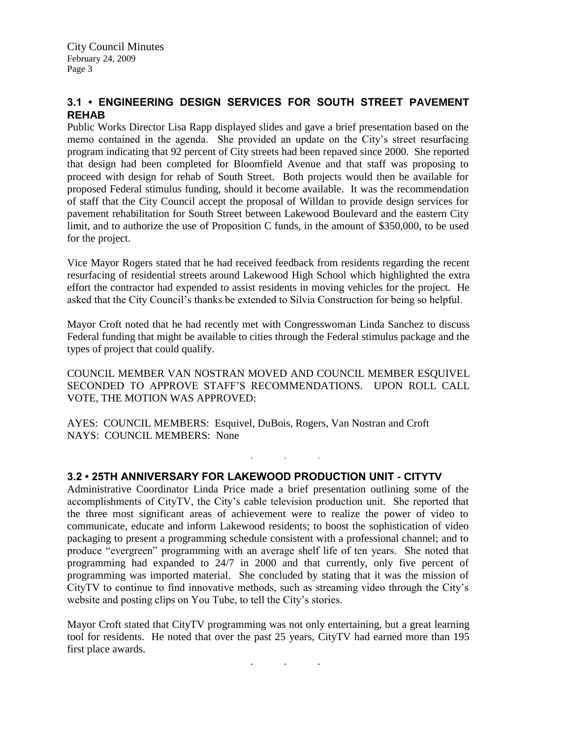## 3.1 • ENGINEERING DESIGN SERVICES FOR SOUTH STREET PAVEMENT REHAB

Public Works Director Lisa Rapp displayed slides and gave a brief presentation based on the memo contained in the agenda. She provided an update on the City's street resurfacing program indicating that 92 percent of City streets had been repaved since 2000. She reported that design had been completed for Bloomfield Avenue and that staff was proposing to proceed with design for rehab of South Street. Both projects would then be available for proposed Federal stimulus funding, should it become available. It was the recommendation of staff that the City Council accept the proposal of Willdan to provide design services for pavement rehabilitation for South Street between Lakewood Boulevard and the eastern City limit, and to authorize the use of Proposition C funds, in the amount of $350,000, to be used for the project.

Vice Mayor Rogers stated that he had received feedback from residents regarding the recent resurfacing of residential streets around Lakewood High School which highlighted the extra effort the contractor had expended to assist residents in moving vehicles for the project. He asked that the City Council's thanks be extended to Silvia Construction for being so helpful.

Mayor Croft noted that he had recently met with Congresswoman Linda Sanchez to discuss Federal funding that might be available to cities through the Federal stimulus package and the types of project that could qualify.

COUNCIL MEMBER VAN NOSTRAN MOVED AND COUNCIL MEMBER ESQUIVEL SECONDED TO APPROVE STAFF'S RECOMMENDATIONS. UPON ROLL CALL VOTE, THE MOTION WAS APPROVED:

AYES: COUNCIL MEMBERS: Esquivel, DuBois, Rogers, Van Nostran and Croft
NAYS: COUNCIL MEMBERS: None

. . .

## 3.2 • 25TH ANNIVERSARY FOR LAKEWOOD PRODUCTION UNIT - CITYTV

Administrative Coordinator Linda Price made a brief presentation outlining some of the accomplishments of CityTV, the City's cable television production unit. She reported that the three most significant areas of achievement were to realize the power of video to communicate, educate and inform Lakewood residents; to boost the sophistication of video packaging to present a programming schedule consistent with a professional channel; and to produce "evergreen" programming with an average shelf life of ten years. She noted that programming had expanded to 24/7 in 2000 and that currently, only five percent of programming was imported material. She concluded by stating that it was the mission of CityTV to continue to find innovative methods, such as streaming video through the City's website and posting clips on You Tube, to tell the City's stories.

Mayor Croft stated that CityTV programming was not only entertaining, but a great learning tool for residents. He noted that over the past 25 years, CityTV had earned more than 195 first place awards.

. . .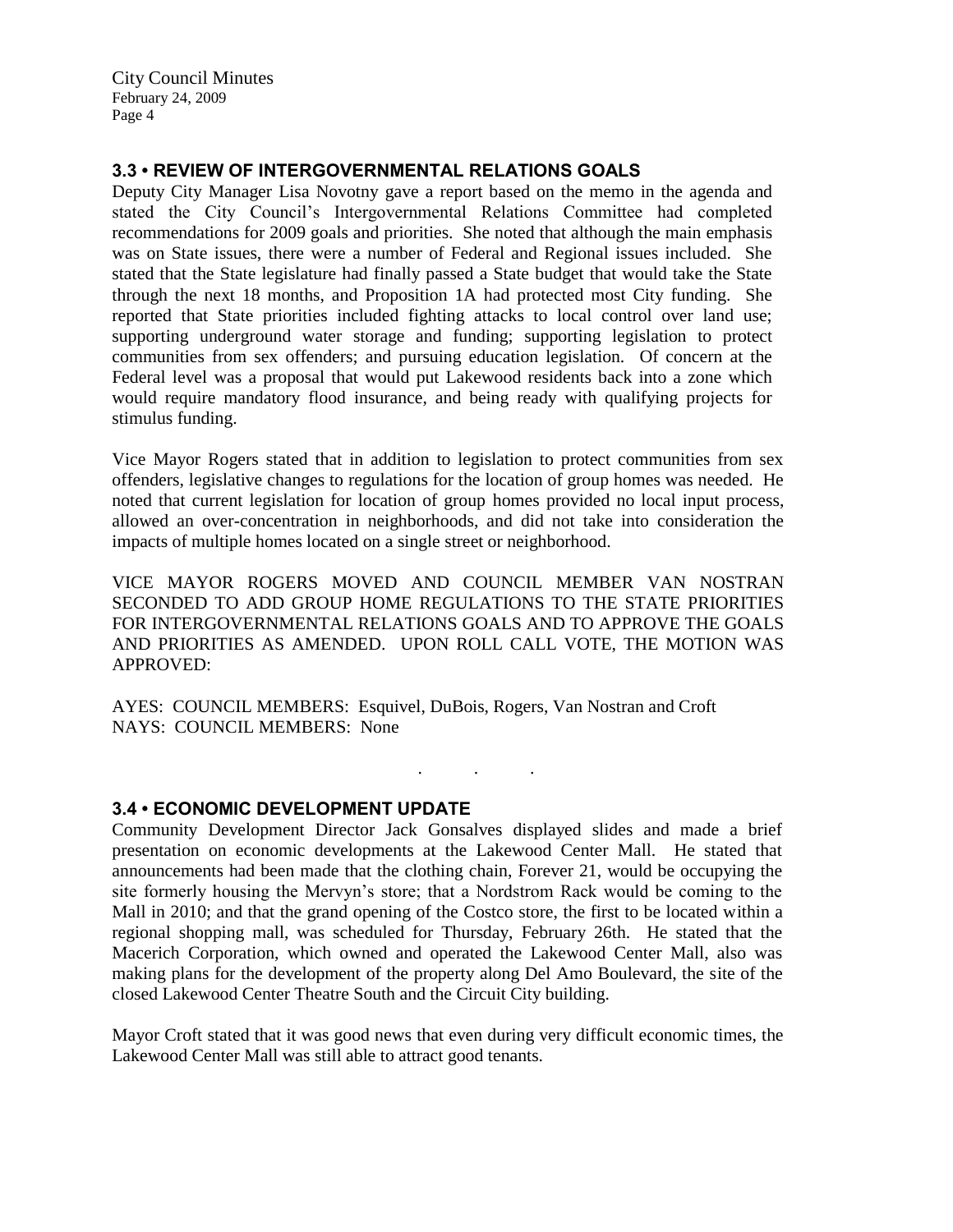### 3.3 • REVIEW OF INTERGOVERNMENTAL RELATIONS GOALS

Deputy City Manager Lisa Novotny gave a report based on the memo in the agenda and stated the City Council's Intergovernmental Relations Committee had completed recommendations for 2009 goals and priorities. She noted that although the main emphasis was on State issues, there were a number of Federal and Regional issues included. She stated that the State legislature had finally passed a State budget that would take the State through the next 18 months, and Proposition 1A had protected most City funding. She reported that State priorities included fighting attacks to local control over land use; supporting underground water storage and funding; supporting legislation to protect communities from sex offenders; and pursuing education legislation. Of concern at the Federal level was a proposal that would put Lakewood residents back into a zone which would require mandatory flood insurance, and being ready with qualifying projects for stimulus funding.

Vice Mayor Rogers stated that in addition to legislation to protect communities from sex offenders, legislative changes to regulations for the location of group homes was needed. He noted that current legislation for location of group homes provided no local input process, allowed an over-concentration in neighborhoods, and did not take into consideration the impacts of multiple homes located on a single street or neighborhood.

VICE MAYOR ROGERS MOVED AND COUNCIL MEMBER VAN NOSTRAN SECONDED TO ADD GROUP HOME REGULATIONS TO THE STATE PRIORITIES FOR INTERGOVERNMENTAL RELATIONS GOALS AND TO APPROVE THE GOALS AND PRIORITIES AS AMENDED. UPON ROLL CALL VOTE, THE MOTION WAS APPROVED:

AYES: COUNCIL MEMBERS: Esquivel, DuBois, Rogers, Van Nostran and Croft
NAYS: COUNCIL MEMBERS: None

. . .

### 3.4 • ECONOMIC DEVELOPMENT UPDATE

Community Development Director Jack Gonsalves displayed slides and made a brief presentation on economic developments at the Lakewood Center Mall. He stated that announcements had been made that the clothing chain, Forever 21, would be occupying the site formerly housing the Mervyn's store; that a Nordstrom Rack would be coming to the Mall in 2010; and that the grand opening of the Costco store, the first to be located within a regional shopping mall, was scheduled for Thursday, February 26th. He stated that the Macerich Corporation, which owned and operated the Lakewood Center Mall, also was making plans for the development of the property along Del Amo Boulevard, the site of the closed Lakewood Center Theatre South and the Circuit City building.

Mayor Croft stated that it was good news that even during very difficult economic times, the Lakewood Center Mall was still able to attract good tenants.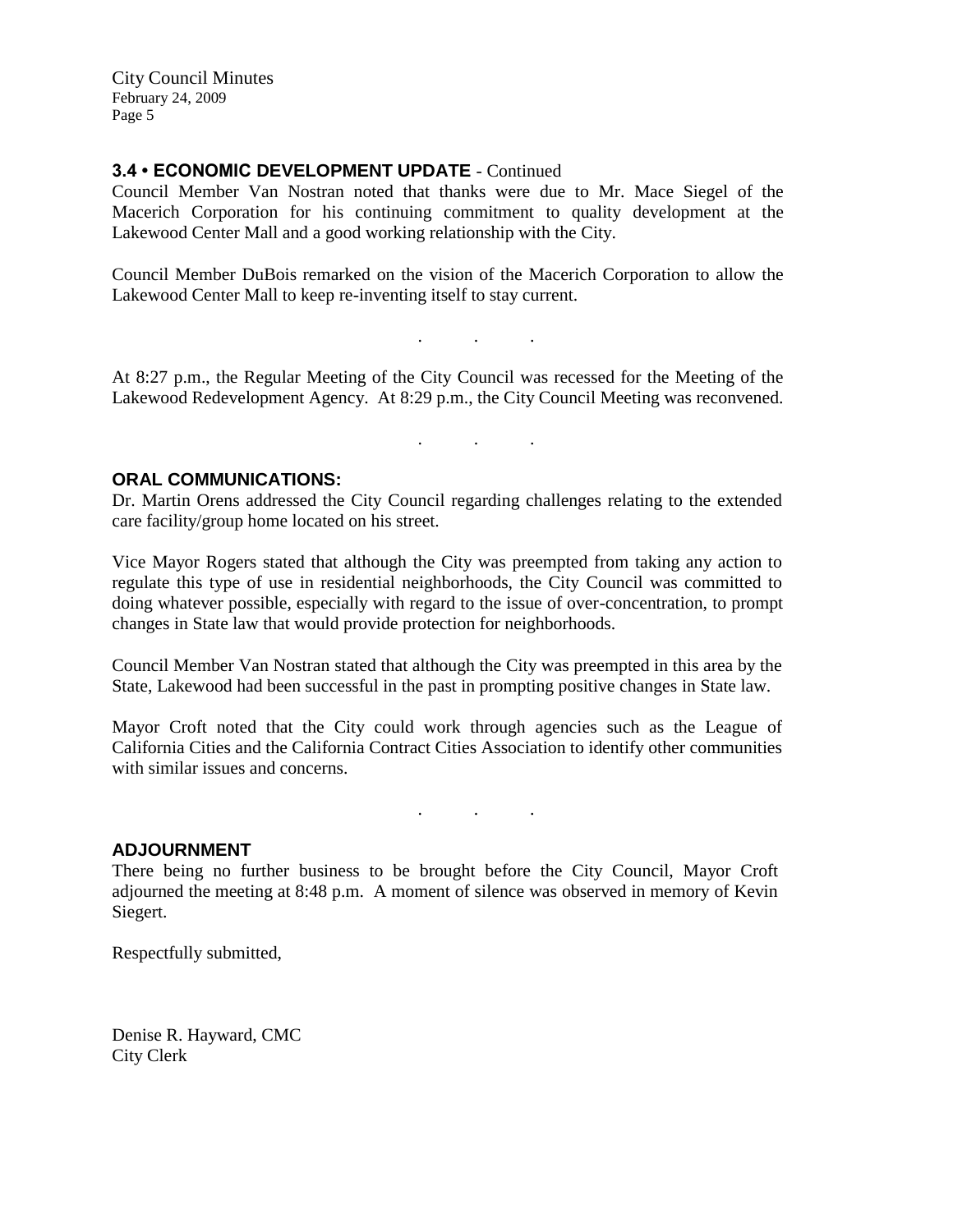### 3.4 • ECONOMIC DEVELOPMENT UPDATE - Continued

Council Member Van Nostran noted that thanks were due to Mr. Mace Siegel of the Macerich Corporation for his continuing commitment to quality development at the Lakewood Center Mall and a good working relationship with the City.

Council Member DuBois remarked on the vision of the Macerich Corporation to allow the Lakewood Center Mall to keep re-inventing itself to stay current.

. . .

At 8:27 p.m., the Regular Meeting of the City Council was recessed for the Meeting of the Lakewood Redevelopment Agency. At 8:29 p.m., the City Council Meeting was reconvened.

. . .

### ORAL COMMUNICATIONS:

Dr. Martin Orens addressed the City Council regarding challenges relating to the extended care facility/group home located on his street.

Vice Mayor Rogers stated that although the City was preempted from taking any action to regulate this type of use in residential neighborhoods, the City Council was committed to doing whatever possible, especially with regard to the issue of over-concentration, to prompt changes in State law that would provide protection for neighborhoods.

Council Member Van Nostran stated that although the City was preempted in this area by the State, Lakewood had been successful in the past in prompting positive changes in State law.

Mayor Croft noted that the City could work through agencies such as the League of California Cities and the California Contract Cities Association to identify other communities with similar issues and concerns.

. . .

### ADJOURNMENT

There being no further business to be brought before the City Council, Mayor Croft adjourned the meeting at 8:48 p.m. A moment of silence was observed in memory of Kevin Siegert.

Respectfully submitted,

Denise R. Hayward, CMC
City Clerk